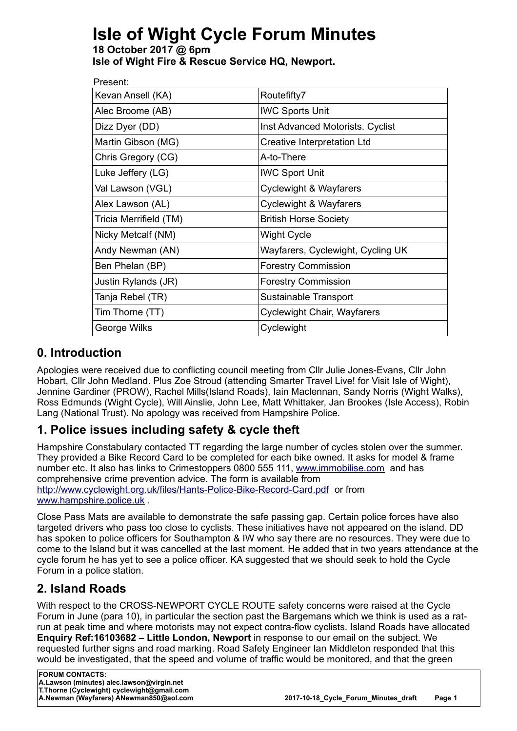# Isle of Wight Cycle Forum Minutes

**18 October 2017 @ 6pm**
**Isle of Wight Fire & Rescue Service HQ, Newport.**

Present:

| | |
|---|---|
| Kevan Ansell (KA) | Routefifty7 |
| Alec Broome (AB) | IWC Sports Unit |
| Dizz Dyer (DD) | Inst Advanced Motorists. Cyclist |
| Martin Gibson (MG) | Creative Interpretation Ltd |
| Chris Gregory (CG) | A-to-There |
| Luke Jeffery (LG) | IWC Sport Unit |
| Val Lawson (VGL) | Cyclewight & Wayfarers |
| Alex Lawson (AL) | Cyclewight & Wayfarers |
| Tricia Merrifield (TM) | British Horse Society |
| Nicky Metcalf (NM) | Wight Cycle |
| Andy Newman (AN) | Wayfarers, Cyclewight, Cycling UK |
| Ben Phelan (BP) | Forestry Commission |
| Justin Rylands (JR) | Forestry Commission |
| Tanja Rebel (TR) | Sustainable Transport |
| Tim Thorne (TT) | Cyclewight Chair, Wayfarers |
| George Wilks | Cyclewight |

## 0. Introduction

Apologies were received due to conflicting council meeting from Cllr Julie Jones-Evans, Cllr John Hobart, Cllr John Medland. Plus Zoe Stroud (attending Smarter Travel Live! for Visit Isle of Wight), Jennine Gardiner (PROW), Rachel Mills(Island Roads), Iain Maclennan, Sandy Norris (Wight Walks), Ross Edmunds (Wight Cycle), Will Ainslie, John Lee, Matt Whittaker, Jan Brookes (Isle Access), Robin Lang (National Trust). No apology was received from Hampshire Police.

## 1. Police issues including safety & cycle theft

Hampshire Constabulary contacted TT regarding the large number of cycles stolen over the summer. They provided a Bike Record Card to be completed for each bike owned. It asks for model & frame number etc. It also has links to Crimestoppers 0800 555 111, www.immobilise.com and has comprehensive crime prevention advice. The form is available from http://www.cyclewight.org.uk/files/Hants-Police-Bike-Record-Card.pdf or from www.hampshire.police.uk .

Close Pass Mats are available to demonstrate the safe passing gap. Certain police forces have also targeted drivers who pass too close to cyclists. These initiatives have not appeared on the island. DD has spoken to police officers for Southampton & IW who say there are no resources. They were due to come to the Island but it was cancelled at the last moment. He added that in two years attendance at the cycle forum he has yet to see a police officer. KA suggested that we should seek to hold the Cycle Forum in a police station.

## 2. Island Roads

With respect to the CROSS-NEWPORT CYCLE ROUTE safety concerns were raised at the Cycle Forum in June (para 10), in particular the section past the Bargemans which we think is used as a rat-run at peak time and where motorists may not expect contra-flow cyclists. Island Roads have allocated **Enquiry Ref:16103682 – Little London, Newport** in response to our email on the subject. We requested further signs and road marking. Road Safety Engineer Ian Middleton responded that this would be investigated, that the speed and volume of traffic would be monitored, and that the green

**FORUM CONTACTS:**
**A.Lawson (minutes) alec.lawson@virgin.net**
**T.Thorne (Cyclewight) cyclewight@gmail.com**
**A.Newman (Wayfarers) ANewman850@aol.com**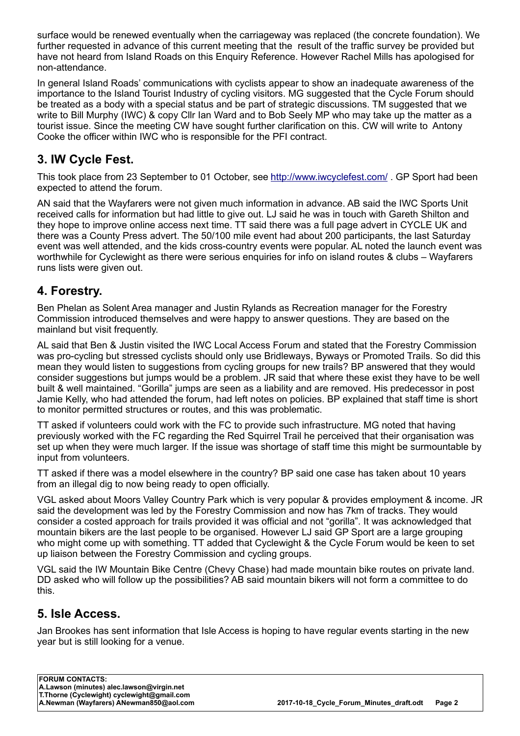surface would be renewed eventually when the carriageway was replaced (the concrete foundation). We further requested in advance of this current meeting that the result of the traffic survey be provided but have not heard from Island Roads on this Enquiry Reference. However Rachel Mills has apologised for non-attendance.

In general Island Roads' communications with cyclists appear to show an inadequate awareness of the importance to the Island Tourist Industry of cycling visitors. MG suggested that the Cycle Forum should be treated as a body with a special status and be part of strategic discussions. TM suggested that we write to Bill Murphy (IWC) & copy Cllr Ian Ward and to Bob Seely MP who may take up the matter as a tourist issue. Since the meeting CW have sought further clarification on this. CW will write to Antony Cooke the officer within IWC who is responsible for the PFI contract.

## 3. IW Cycle Fest.

This took place from 23 September to 01 October, see http://www.iwcyclefest.com/ . GP Sport had been expected to attend the forum.

AN said that the Wayfarers were not given much information in advance. AB said the IWC Sports Unit received calls for information but had little to give out. LJ said he was in touch with Gareth Shilton and they hope to improve online access next time. TT said there was a full page advert in CYCLE UK and there was a County Press advert. The 50/100 mile event had about 200 participants, the last Saturday event was well attended, and the kids cross-country events were popular. AL noted the launch event was worthwhile for Cyclewight as there were serious enquiries for info on island routes & clubs – Wayfarers runs lists were given out.

## 4. Forestry.

Ben Phelan as Solent Area manager and Justin Rylands as Recreation manager for the Forestry Commission introduced themselves and were happy to answer questions. They are based on the mainland but visit frequently.

AL said that Ben & Justin visited the IWC Local Access Forum and stated that the Forestry Commission was pro-cycling but stressed cyclists should only use Bridleways, Byways or Promoted Trails. So did this mean they would listen to suggestions from cycling groups for new trails? BP answered that they would consider suggestions but jumps would be a problem. JR said that where these exist they have to be well built & well maintained. "Gorilla" jumps are seen as a liability and are removed. His predecessor in post Jamie Kelly, who had attended the forum, had left notes on policies. BP explained that staff time is short to monitor permitted structures or routes, and this was problematic.

TT asked if volunteers could work with the FC to provide such infrastructure. MG noted that having previously worked with the FC regarding the Red Squirrel Trail he perceived that their organisation was set up when they were much larger. If the issue was shortage of staff time this might be surmountable by input from volunteers.

TT asked if there was a model elsewhere in the country? BP said one case has taken about 10 years from an illegal dig to now being ready to open officially.

VGL asked about Moors Valley Country Park which is very popular & provides employment & income. JR said the development was led by the Forestry Commission and now has 7km of tracks. They would consider a costed approach for trails provided it was official and not "gorilla". It was acknowledged that mountain bikers are the last people to be organised. However LJ said GP Sport are a large grouping who might come up with something. TT added that Cyclewight & the Cycle Forum would be keen to set up liaison between the Forestry Commission and cycling groups.

VGL said the IW Mountain Bike Centre (Chevy Chase) had made mountain bike routes on private land. DD asked who will follow up the possibilities? AB said mountain bikers will not form a committee to do this.

## 5. Isle Access.

Jan Brookes has sent information that Isle Access is hoping to have regular events starting in the new year but is still looking for a venue.

**FORUM CONTACTS:**
**A.Lawson (minutes) alec.lawson@virgin.net**
**T.Thorne (Cyclewight) cyclewight@gmail.com**
**A.Newman (Wayfarers) ANewman850@aol.com**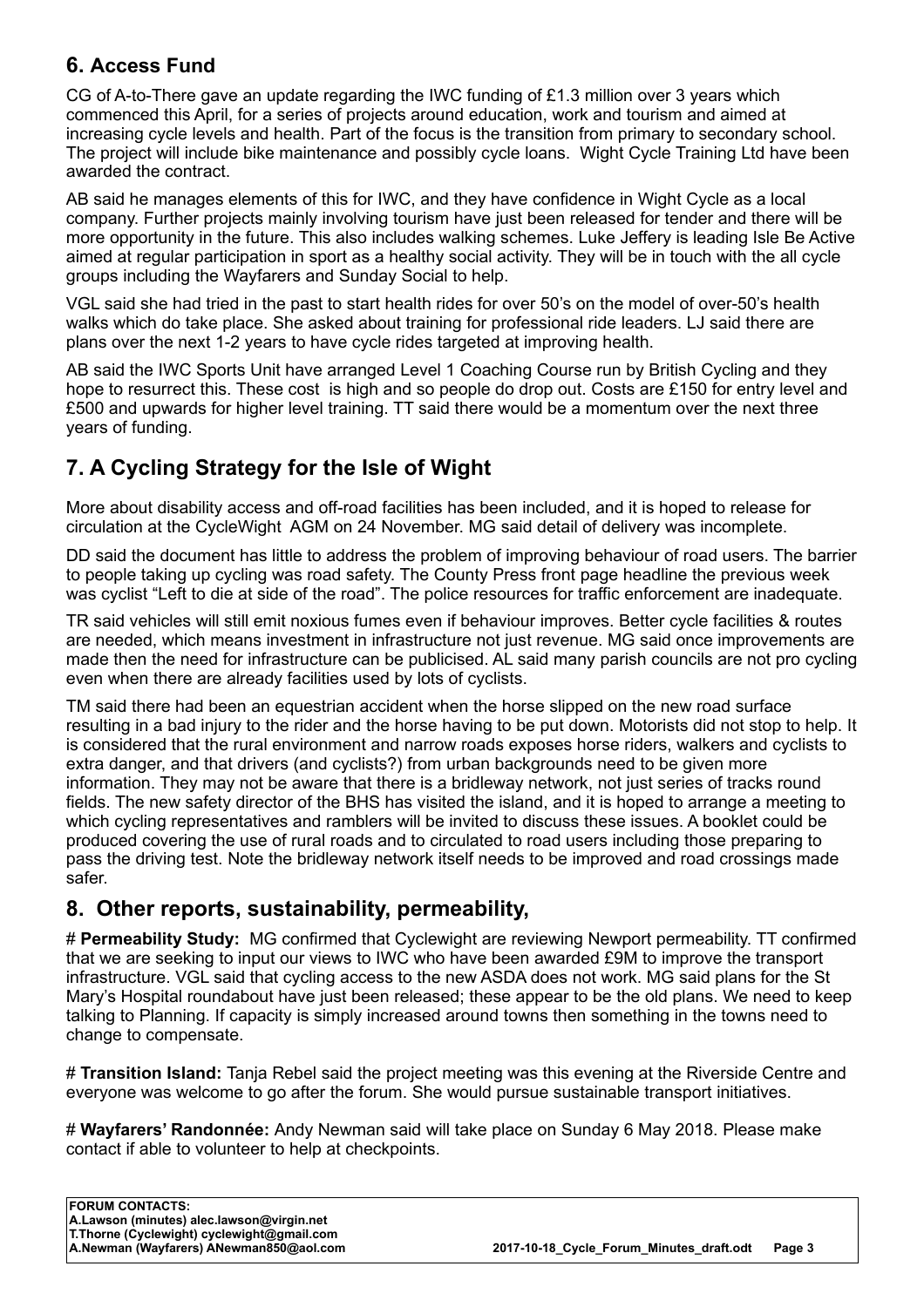## 6. Access Fund

CG of A-to-There gave an update regarding the IWC funding of £1.3 million over 3 years which commenced this April, for a series of projects around education, work and tourism and aimed at increasing cycle levels and health. Part of the focus is the transition from primary to secondary school. The project will include bike maintenance and possibly cycle loans. Wight Cycle Training Ltd have been awarded the contract.

AB said he manages elements of this for IWC, and they have confidence in Wight Cycle as a local company. Further projects mainly involving tourism have just been released for tender and there will be more opportunity in the future. This also includes walking schemes. Luke Jeffery is leading Isle Be Active aimed at regular participation in sport as a healthy social activity. They will be in touch with the all cycle groups including the Wayfarers and Sunday Social to help.

VGL said she had tried in the past to start health rides for over 50's on the model of over-50's health walks which do take place. She asked about training for professional ride leaders. LJ said there are plans over the next 1-2 years to have cycle rides targeted at improving health.

AB said the IWC Sports Unit have arranged Level 1 Coaching Course run by British Cycling and they hope to resurrect this. These cost is high and so people do drop out. Costs are £150 for entry level and £500 and upwards for higher level training. TT said there would be a momentum over the next three years of funding.

## 7. A Cycling Strategy for the Isle of Wight

More about disability access and off-road facilities has been included, and it is hoped to release for circulation at the CycleWight AGM on 24 November. MG said detail of delivery was incomplete.

DD said the document has little to address the problem of improving behaviour of road users. The barrier to people taking up cycling was road safety. The County Press front page headline the previous week was cyclist "Left to die at side of the road". The police resources for traffic enforcement are inadequate.

TR said vehicles will still emit noxious fumes even if behaviour improves. Better cycle facilities & routes are needed, which means investment in infrastructure not just revenue. MG said once improvements are made then the need for infrastructure can be publicised. AL said many parish councils are not pro cycling even when there are already facilities used by lots of cyclists.

TM said there had been an equestrian accident when the horse slipped on the new road surface resulting in a bad injury to the rider and the horse having to be put down. Motorists did not stop to help. It is considered that the rural environment and narrow roads exposes horse riders, walkers and cyclists to extra danger, and that drivers (and cyclists?) from urban backgrounds need to be given more information. They may not be aware that there is a bridleway network, not just series of tracks round fields. The new safety director of the BHS has visited the island, and it is hoped to arrange a meeting to which cycling representatives and ramblers will be invited to discuss these issues. A booklet could be produced covering the use of rural roads and to circulated to road users including those preparing to pass the driving test. Note the bridleway network itself needs to be improved and road crossings made safer.

## 8. Other reports, sustainability, permeability,

# **Permeability Study:** MG confirmed that Cyclewight are reviewing Newport permeability. TT confirmed that we are seeking to input our views to IWC who have been awarded £9M to improve the transport infrastructure. VGL said that cycling access to the new ASDA does not work. MG said plans for the St Mary's Hospital roundabout have just been released; these appear to be the old plans. We need to keep talking to Planning. If capacity is simply increased around towns then something in the towns need to change to compensate.

# **Transition Island:** Tanja Rebel said the project meeting was this evening at the Riverside Centre and everyone was welcome to go after the forum. She would pursue sustainable transport initiatives.

# **Wayfarers' Randonnée:** Andy Newman said will take place on Sunday 6 May 2018. Please make contact if able to volunteer to help at checkpoints.

**FORUM CONTACTS:**
**A.Lawson (minutes) alec.lawson@virgin.net**
**T.Thorne (Cyclewight) cyclewight@gmail.com**
**A.Newman (Wayfarers) ANewman850@aol.com**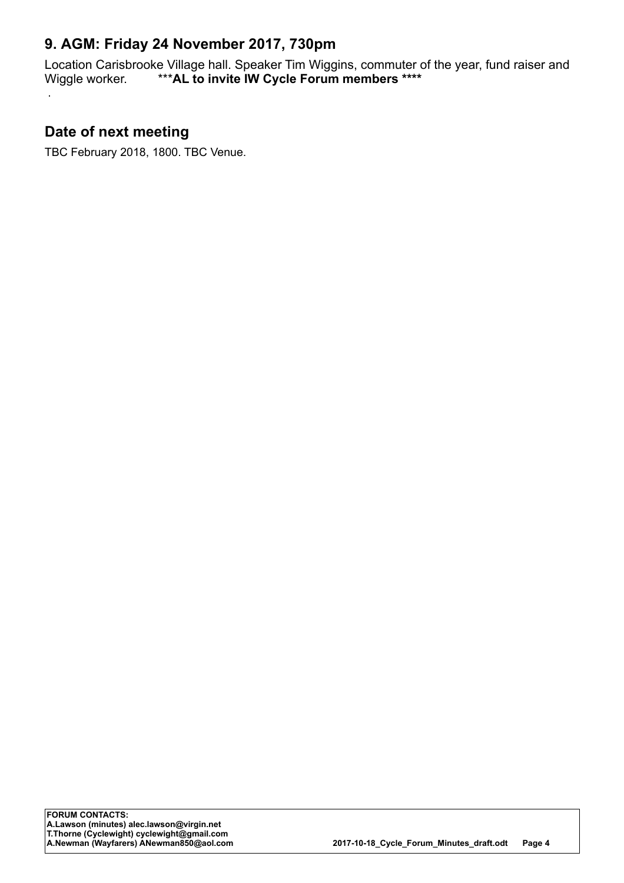## 9. AGM: Friday 24 November 2017, 730pm

Location Carisbrooke Village hall. Speaker Tim Wiggins, commuter of the year, fund raiser and Wiggle worker. ***AL to invite IW Cycle Forum members ****

.

## Date of next meeting

TBC February 2018, 1800. TBC Venue.

**FORUM CONTACTS:**
**A.Lawson (minutes) alec.lawson@virgin.net**
**T.Thorne (Cyclewight) cyclewight@gmail.com**
**A.Newman (Wayfarers) ANewman850@aol.com**